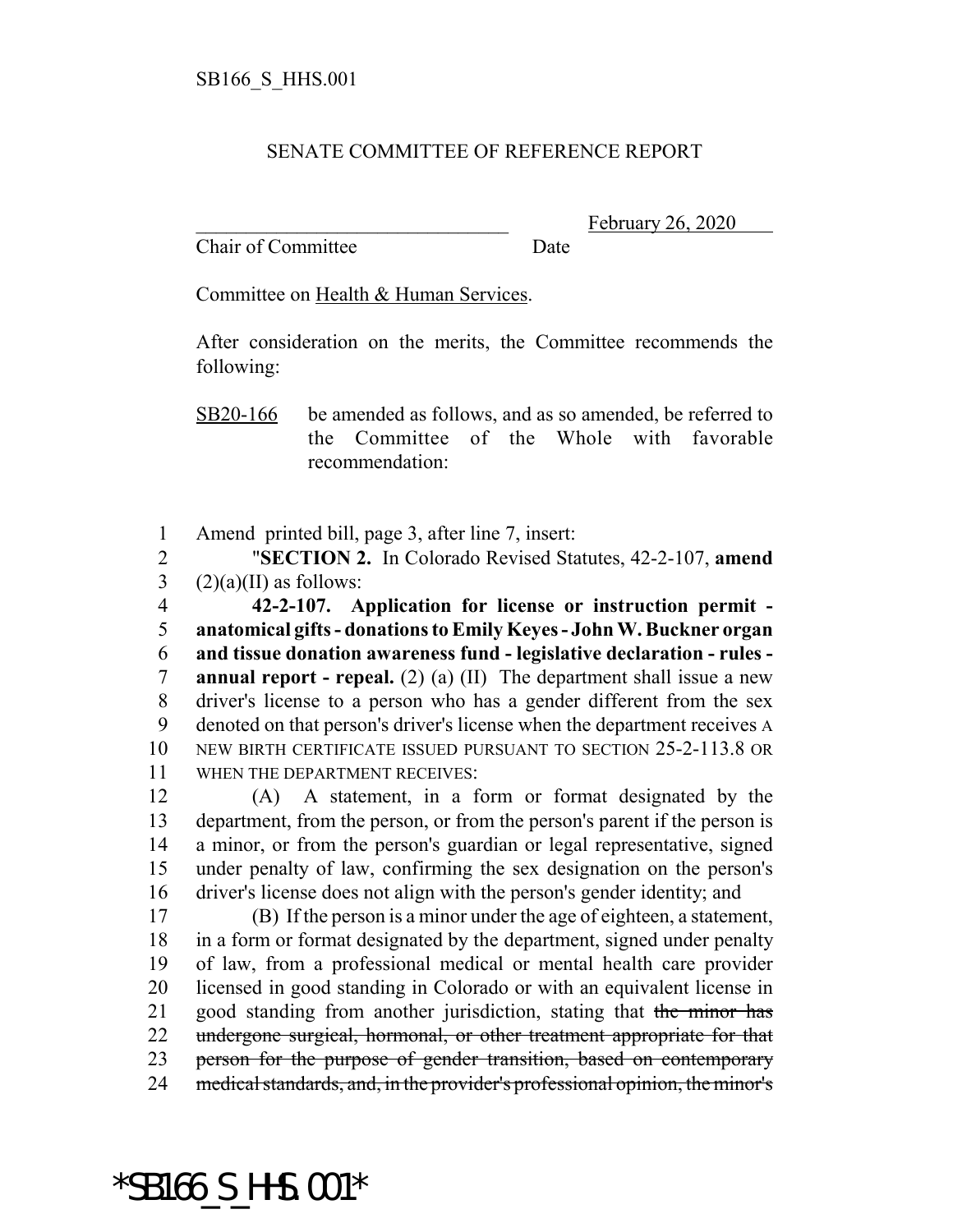SB166_S_HHS.001

SENATE COMMITTEE OF REFERENCE REPORT

________________________________ February 26, 2020

Chair of Committee Date

Committee on Health & Human Services.

After consideration on the merits, the Committee recommends the following:

SB20-166 be amended as follows, and as so amended, be referred to the Committee of the Whole with favorable recommendation:

1 Amend printed bill, page 3, after line 7, insert:

2 "**SECTION 2.** In Colorado Revised Statutes, 42-2-107, **amend**
3 (2)(a)(II) as follows:

4 **42-2-107. Application for license or instruction permit -**
5 **anatomical gifts - donations to Emily Keyes - John W. Buckner organ**
6 **and tissue donation awareness fund - legislative declaration - rules -**
7 **annual report - repeal.** (2) (a) (II) The department shall issue a new
8 driver's license to a person who has a gender different from the sex
9 denoted on that person's driver's license when the department receives A
10 NEW BIRTH CERTIFICATE ISSUED PURSUANT TO SECTION 25-2-113.8 OR
11 WHEN THE DEPARTMENT RECEIVES:

12 (A) A statement, in a form or format designated by the
13 department, from the person, or from the person's parent if the person is
14 a minor, or from the person's guardian or legal representative, signed
15 under penalty of law, confirming the sex designation on the person's
16 driver's license does not align with the person's gender identity; and

17 (B) If the person is a minor under the age of eighteen, a statement,
18 in a form or format designated by the department, signed under penalty
19 of law, from a professional medical or mental health care provider
20 licensed in good standing in Colorado or with an equivalent license in
21 good standing from another jurisdiction, stating that ~~the minor has~~
22 ~~undergone surgical, hormonal, or other treatment appropriate for that~~
23 ~~person for the purpose of gender transition, based on contemporary~~
24 ~~medical standards, and, in the provider's professional opinion, the minor's~~

*SB166_S_HHS.001*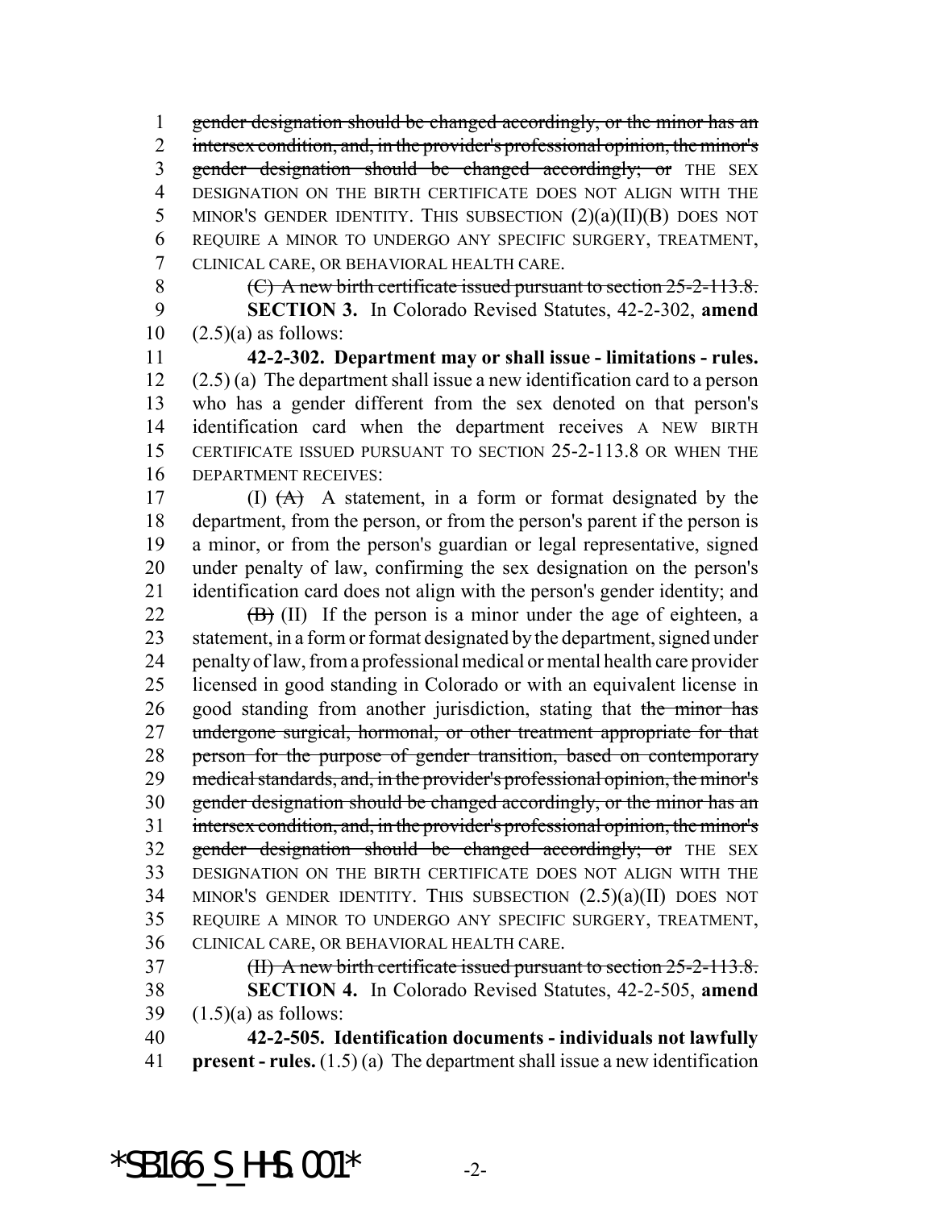gender designation should be changed accordingly, or the minor has an intersex condition, and, in the provider's professional opinion, the minor's gender designation should be changed accordingly; or THE SEX DESIGNATION ON THE BIRTH CERTIFICATE DOES NOT ALIGN WITH THE MINOR'S GENDER IDENTITY. THIS SUBSECTION (2)(a)(II)(B) DOES NOT REQUIRE A MINOR TO UNDERGO ANY SPECIFIC SURGERY, TREATMENT, CLINICAL CARE, OR BEHAVIORAL HEALTH CARE.

(C) A new birth certificate issued pursuant to section 25-2-113.8.

**SECTION 3.** In Colorado Revised Statutes, 42-2-302, **amend** (2.5)(a) as follows:

**42-2-302. Department may or shall issue - limitations - rules.** (2.5) (a) The department shall issue a new identification card to a person who has a gender different from the sex denoted on that person's identification card when the department receives A NEW BIRTH CERTIFICATE ISSUED PURSUANT TO SECTION 25-2-113.8 OR WHEN THE DEPARTMENT RECEIVES:

(I) (A) A statement, in a form or format designated by the department, from the person, or from the person's parent if the person is a minor, or from the person's guardian or legal representative, signed under penalty of law, confirming the sex designation on the person's identification card does not align with the person's gender identity; and

(B) (II) If the person is a minor under the age of eighteen, a statement, in a form or format designated by the department, signed under penalty of law, from a professional medical or mental health care provider licensed in good standing in Colorado or with an equivalent license in good standing from another jurisdiction, stating that the minor has undergone surgical, hormonal, or other treatment appropriate for that person for the purpose of gender transition, based on contemporary medical standards, and, in the provider's professional opinion, the minor's gender designation should be changed accordingly, or the minor has an intersex condition, and, in the provider's professional opinion, the minor's gender designation should be changed accordingly; or THE SEX DESIGNATION ON THE BIRTH CERTIFICATE DOES NOT ALIGN WITH THE MINOR'S GENDER IDENTITY. THIS SUBSECTION (2.5)(a)(II) DOES NOT REQUIRE A MINOR TO UNDERGO ANY SPECIFIC SURGERY, TREATMENT, CLINICAL CARE, OR BEHAVIORAL HEALTH CARE.

(II) A new birth certificate issued pursuant to section 25-2-113.8.

**SECTION 4.** In Colorado Revised Statutes, 42-2-505, **amend** (1.5)(a) as follows:

**42-2-505. Identification documents - individuals not lawfully present - rules.** (1.5) (a) The department shall issue a new identification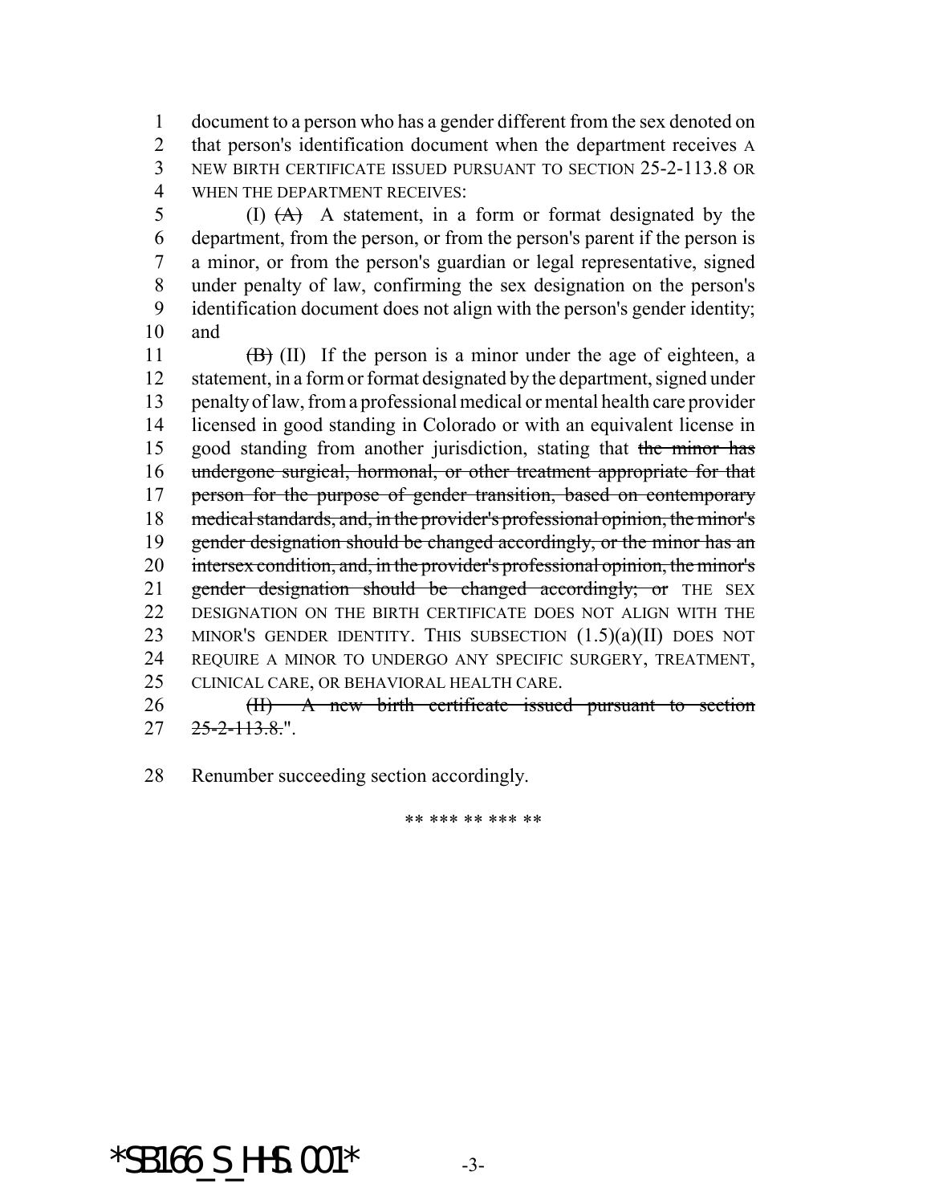document to a person who has a gender different from the sex denoted on that person's identification document when the department receives A NEW BIRTH CERTIFICATE ISSUED PURSUANT TO SECTION 25-2-113.8 OR WHEN THE DEPARTMENT RECEIVES:

(I) ~~(A)~~ A statement, in a form or format designated by the department, from the person, or from the person's parent if the person is a minor, or from the person's guardian or legal representative, signed under penalty of law, confirming the sex designation on the person's identification document does not align with the person's gender identity; and

~~(B)~~ (II) If the person is a minor under the age of eighteen, a statement, in a form or format designated by the department, signed under penalty of law, from a professional medical or mental health care provider licensed in good standing in Colorado or with an equivalent license in good standing from another jurisdiction, stating that ~~the minor has undergone surgical, hormonal, or other treatment appropriate for that person for the purpose of gender transition, based on contemporary medical standards, and, in the provider's professional opinion, the minor's gender designation should be changed accordingly, or the minor has an intersex condition, and, in the provider's professional opinion, the minor's gender designation should be changed accordingly; or~~ THE SEX DESIGNATION ON THE BIRTH CERTIFICATE DOES NOT ALIGN WITH THE MINOR'S GENDER IDENTITY. THIS SUBSECTION (1.5)(a)(II) DOES NOT REQUIRE A MINOR TO UNDERGO ANY SPECIFIC SURGERY, TREATMENT, CLINICAL CARE, OR BEHAVIORAL HEALTH CARE.

~~(II) A new birth certificate issued pursuant to section 25-2-113.8.~~".

Renumber succeeding section accordingly.

** *** ** *** **

*SB166_S_HHS.001*